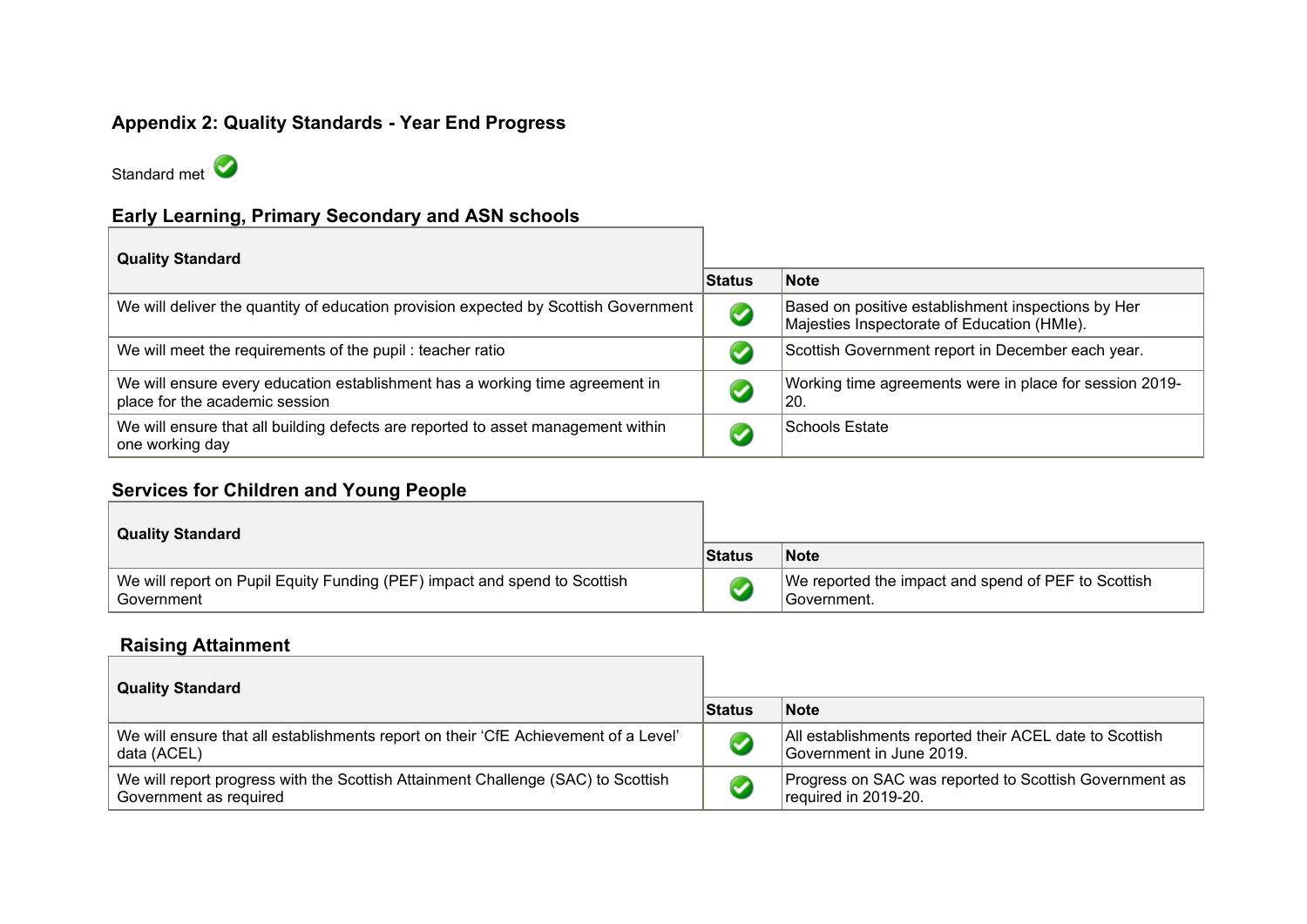## Appendix 2: Quality Standards - Year End Progress

Standard met ✓

### Early Learning, Primary Secondary and ASN schools

| Quality Standard | Status | Note |
|---|---|---|
| We will deliver the quantity of education provision expected by Scottish Government | ✓ | Based on positive establishment inspections by Her Majesties Inspectorate of Education (HMIe). |
| We will meet the requirements of the pupil : teacher ratio | ✓ | Scottish Government report in December each year. |
| We will ensure every education establishment has a working time agreement in place for the academic session | ✓ | Working time agreements were in place for session 2019-20. |
| We will ensure that all building defects are reported to asset management within one working day | ✓ | Schools Estate |

### Services for Children and Young People

| Quality Standard | Status | Note |
|---|---|---|
| We will report on Pupil Equity Funding (PEF) impact and spend to Scottish Government | ✓ | We reported the impact and spend of PEF to Scottish Government. |

### Raising Attainment

| Quality Standard | Status | Note |
|---|---|---|
| We will ensure that all establishments report on their 'CfE Achievement of a Level' data (ACEL) | ✓ | All establishments reported their ACEL date to Scottish Government in June 2019. |
| We will report progress with the Scottish Attainment Challenge (SAC) to Scottish Government as required | ✓ | Progress on SAC was reported to Scottish Government as required in 2019-20. |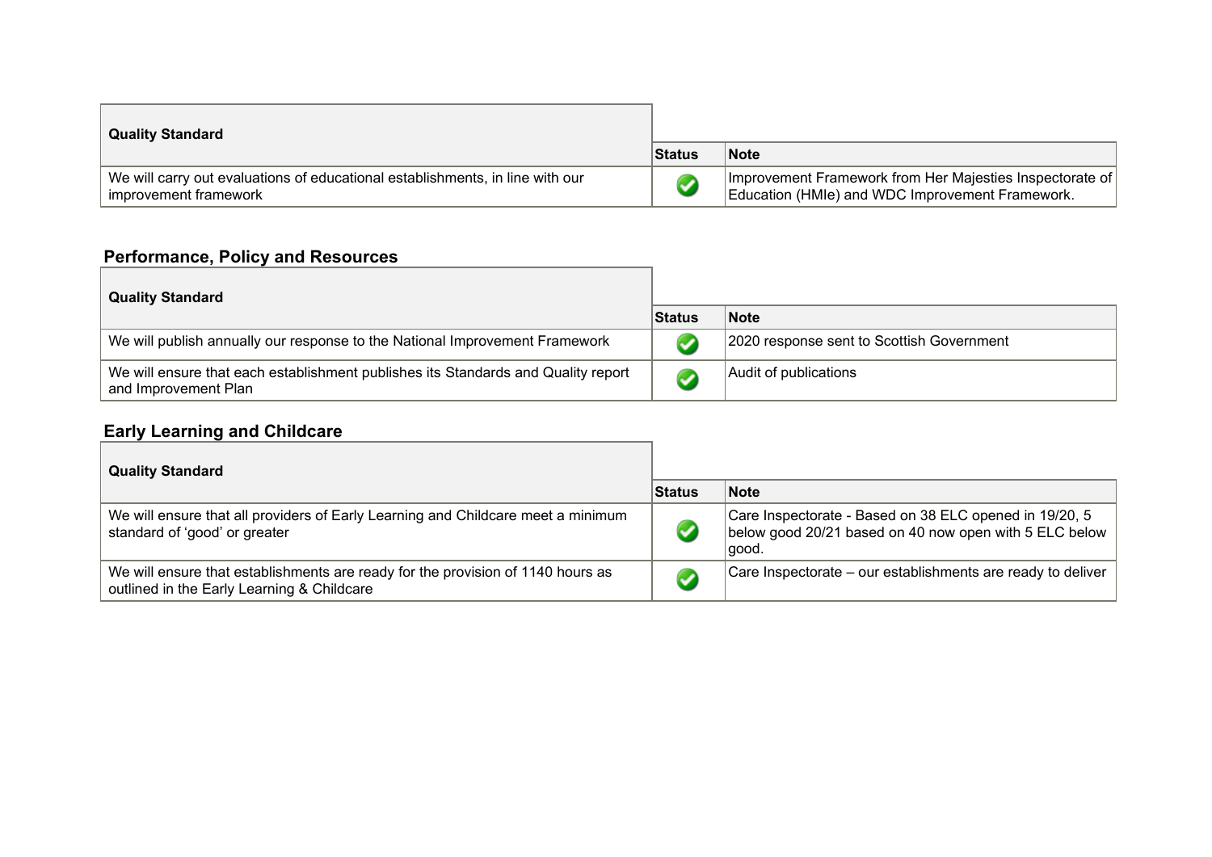| Quality Standard | Status | Note |
| --- | --- | --- |
| We will carry out evaluations of educational establishments, in line with our improvement framework | ✔ | Improvement Framework from Her Majesties Inspectorate of Education (HMIe) and WDC Improvement Framework. |

## Performance, Policy and Resources

| Quality Standard | Status | Note |
| --- | --- | --- |
| We will publish annually our response to the National Improvement Framework | ✔ | 2020 response sent to Scottish Government |
| We will ensure that each establishment publishes its Standards and Quality report and Improvement Plan | ✔ | Audit of publications |

## Early Learning and Childcare

| Quality Standard | Status | Note |
| --- | --- | --- |
| We will ensure that all providers of Early Learning and Childcare meet a minimum standard of 'good' or greater | ✔ | Care Inspectorate - Based on 38 ELC opened in 19/20, 5 below good 20/21 based on 40 now open with 5 ELC below good. |
| We will ensure that establishments are ready for the provision of 1140 hours as outlined in the Early Learning & Childcare | ✔ | Care Inspectorate – our establishments are ready to deliver |